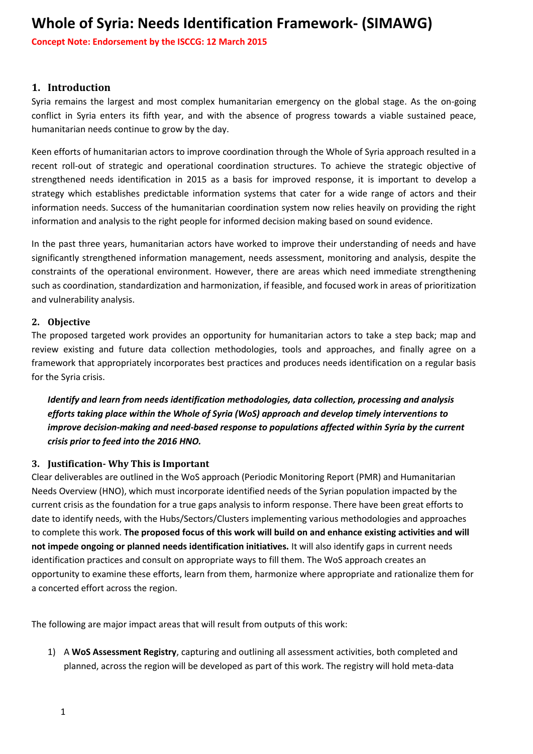# Whole of Syria: Needs Identification Framework- (SIMAWG)

**Concept Note: Endorsement by the ISCCG: 12 March 2015**

## 1. Introduction

Syria remains the largest and most complex humanitarian emergency on the global stage. As the on-going conflict in Syria enters its fifth year, and with the absence of progress towards a viable sustained peace, humanitarian needs continue to grow by the day.

Keen efforts of humanitarian actors to improve coordination through the Whole of Syria approach resulted in a recent roll-out of strategic and operational coordination structures. To achieve the strategic objective of strengthened needs identification in 2015 as a basis for improved response, it is important to develop a strategy which establishes predictable information systems that cater for a wide range of actors and their information needs. Success of the humanitarian coordination system now relies heavily on providing the right information and analysis to the right people for informed decision making based on sound evidence.

In the past three years, humanitarian actors have worked to improve their understanding of needs and have significantly strengthened information management, needs assessment, monitoring and analysis, despite the constraints of the operational environment. However, there are areas which need immediate strengthening such as coordination, standardization and harmonization, if feasible, and focused work in areas of prioritization and vulnerability analysis.

## 2. Objective

The proposed targeted work provides an opportunity for humanitarian actors to take a step back; map and review existing and future data collection methodologies, tools and approaches, and finally agree on a framework that appropriately incorporates best practices and produces needs identification on a regular basis for the Syria crisis.

> ***Identify and learn from needs identification methodologies, data collection, processing and analysis efforts taking place within the Whole of Syria (WoS) approach and develop timely interventions to improve decision-making and need-based response to populations affected within Syria by the current crisis prior to feed into the 2016 HNO.***

## 3. Justification- Why This is Important

Clear deliverables are outlined in the WoS approach (Periodic Monitoring Report (PMR) and Humanitarian Needs Overview (HNO), which must incorporate identified needs of the Syrian population impacted by the current crisis as the foundation for a true gaps analysis to inform response. There have been great efforts to date to identify needs, with the Hubs/Sectors/Clusters implementing various methodologies and approaches to complete this work. **The proposed focus of this work will build on and enhance existing activities and will not impede ongoing or planned needs identification initiatives.** It will also identify gaps in current needs identification practices and consult on appropriate ways to fill them. The WoS approach creates an opportunity to examine these efforts, learn from them, harmonize where appropriate and rationalize them for a concerted effort across the region.

The following are major impact areas that will result from outputs of this work:

1) A **WoS Assessment Registry**, capturing and outlining all assessment activities, both completed and planned, across the region will be developed as part of this work. The registry will hold meta-data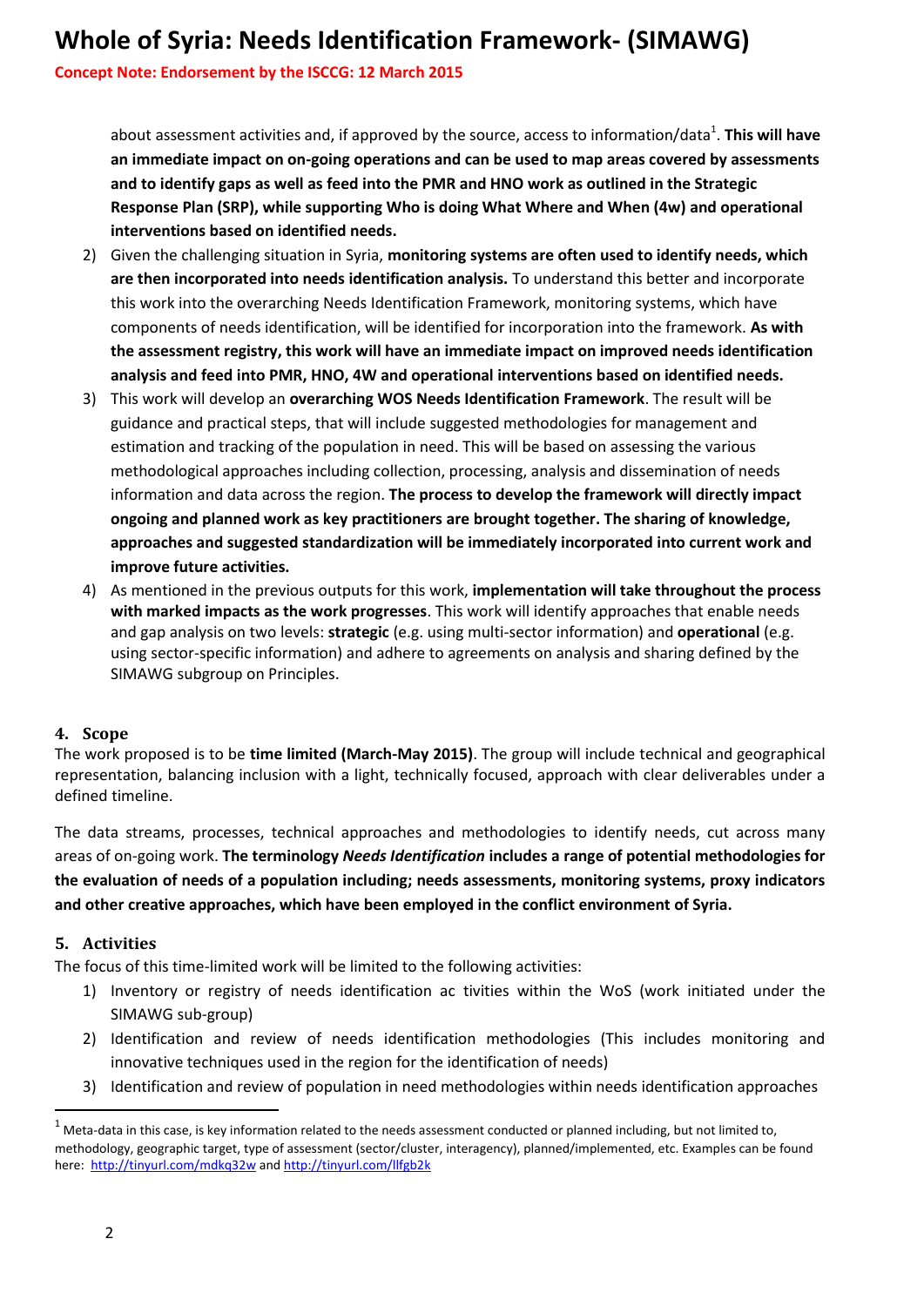about assessment activities and, if approved by the source, access to information/data[1]. **This will have an immediate impact on on-going operations and can be used to map areas covered by assessments and to identify gaps as well as feed into the PMR and HNO work as outlined in the Strategic Response Plan (SRP), while supporting Who is doing What Where and When (4w) and operational interventions based on identified needs.**

2) Given the challenging situation in Syria, **monitoring systems are often used to identify needs, which are then incorporated into needs identification analysis.** To understand this better and incorporate this work into the overarching Needs Identification Framework, monitoring systems, which have components of needs identification, will be identified for incorporation into the framework. **As with the assessment registry, this work will have an immediate impact on improved needs identification analysis and feed into PMR, HNO, 4W and operational interventions based on identified needs.**
3) This work will develop an **overarching WOS Needs Identification Framework**. The result will be guidance and practical steps, that will include suggested methodologies for management and estimation and tracking of the population in need. This will be based on assessing the various methodological approaches including collection, processing, analysis and dissemination of needs information and data across the region. **The process to develop the framework will directly impact ongoing and planned work as key practitioners are brought together. The sharing of knowledge, approaches and suggested standardization will be immediately incorporated into current work and improve future activities.**
4) As mentioned in the previous outputs for this work, **implementation will take throughout the process with marked impacts as the work progresses**. This work will identify approaches that enable needs and gap analysis on two levels: **strategic** (e.g. using multi-sector information) and **operational** (e.g. using sector-specific information) and adhere to agreements on analysis and sharing defined by the SIMAWG subgroup on Principles.

## 4. Scope

The work proposed is to be **time limited (March-May 2015)**. The group will include technical and geographical representation, balancing inclusion with a light, technically focused, approach with clear deliverables under a defined timeline.

The data streams, processes, technical approaches and methodologies to identify needs, cut across many areas of on-going work. **The terminology *Needs Identification* includes a range of potential methodologies for the evaluation of needs of a population including; needs assessments, monitoring systems, proxy indicators and other creative approaches, which have been employed in the conflict environment of Syria.**

## 5. Activities

The focus of this time-limited work will be limited to the following activities:

1) Inventory or registry of needs identification ac tivities within the WoS (work initiated under the SIMAWG sub-group)
2) Identification and review of needs identification methodologies (This includes monitoring and innovative techniques used in the region for the identification of needs)
3) Identification and review of population in need methodologies within needs identification approaches

---

[1] Meta-data in this case, is key information related to the needs assessment conducted or planned including, but not limited to, methodology, geographic target, type of assessment (sector/cluster, interagency), planned/implemented, etc. Examples can be found here: http://tinyurl.com/mdkq32w and http://tinyurl.com/llfgb2k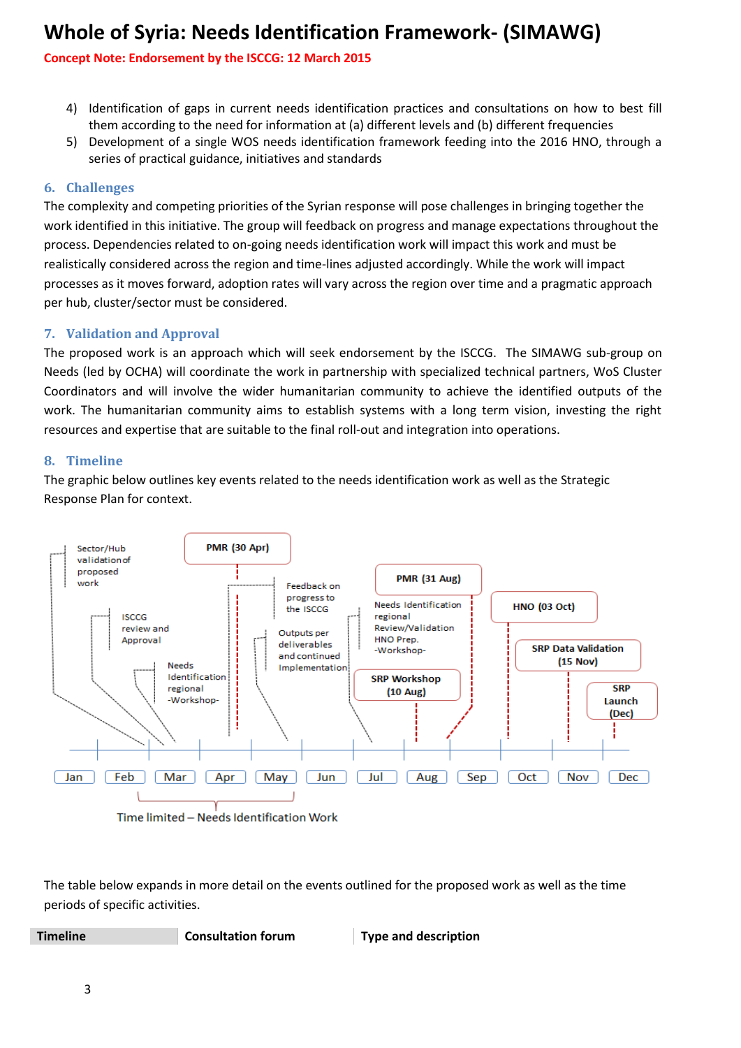# Whole of Syria: Needs Identification Framework- (SIMAWG)

**Concept Note: Endorsement by the ISCCG: 12 March 2015**

4) Identification of gaps in current needs identification practices and consultations on how to best fill them according to the need for information at (a) different levels and (b) different frequencies
5) Development of a single WOS needs identification framework feeding into the 2016 HNO, through a series of practical guidance, initiatives and standards

## 6. Challenges

The complexity and competing priorities of the Syrian response will pose challenges in bringing together the work identified in this initiative. The group will feedback on progress and manage expectations throughout the process. Dependencies related to on-going needs identification work will impact this work and must be realistically considered across the region and time-lines adjusted accordingly. While the work will impact processes as it moves forward, adoption rates will vary across the region over time and a pragmatic approach per hub, cluster/sector must be considered.

## 7. Validation and Approval

The proposed work is an approach which will seek endorsement by the ISCCG. The SIMAWG sub-group on Needs (led by OCHA) will coordinate the work in partnership with specialized technical partners, WoS Cluster Coordinators and will involve the wider humanitarian community to achieve the identified outputs of the work. The humanitarian community aims to establish systems with a long term vision, investing the right resources and expertise that are suitable to the final roll-out and integration into operations.

## 8. Timeline

The graphic below outlines key events related to the needs identification work as well as the Strategic Response Plan for context.

Sector/Hub validation of proposed work

ISCCG review and Approval

Needs Identification regional -Workshop-

PMR (30 Apr)

Feedback on progress to the ISCCG

Outputs per deliverables and continued Implementation

PMR (31 Aug)

Needs Identification regional Review/Validation HNO Prep. -Workshop-

SRP Workshop (10 Aug)

HNO (03 Oct)

SRP Data Validation (15 Nov)

SRP Launch (Dec)

Jan Feb Mar Apr May Jun Jul Aug Sep Oct Nov Dec

Time limited – Needs Identification Work

The table below expands in more detail on the events outlined for the proposed work as well as the time periods of specific activities.

| Timeline | Consultation forum | Type and description |
| --- | --- | --- |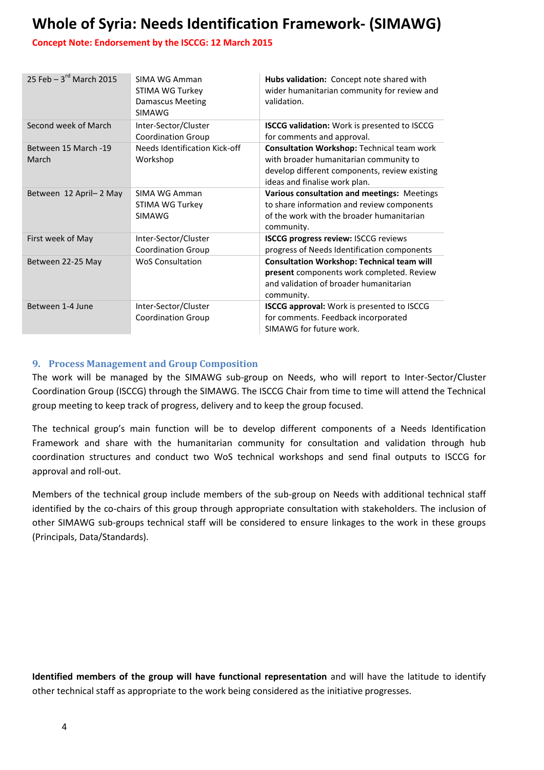# Whole of Syria: Needs Identification Framework- (SIMAWG)

**Concept Note: Endorsement by the ISCCG: 12 March 2015**

| | | |
|---|---|---|
| 25 Feb – 3rd March 2015 | SIMA WG Amman<br>STIMA WG Turkey<br>Damascus Meeting<br>SIMAWG | **Hubs validation:** Concept note shared with wider humanitarian community for review and validation. |
| Second week of March | Inter-Sector/Cluster Coordination Group | **ISCCG validation:** Work is presented to ISCCG for comments and approval. |
| Between 15 March -19 March | Needs Identification Kick-off Workshop | **Consultation Workshop:** Technical team work with broader humanitarian community to develop different components, review existing ideas and finalise work plan. |
| Between 12 April– 2 May | SIMA WG Amman<br>STIMA WG Turkey<br>SIMAWG | **Various consultation and meetings:** Meetings to share information and review components of the work with the broader humanitarian community. |
| First week of May | Inter-Sector/Cluster Coordination Group | **ISCCG progress review:** ISCCG reviews progress of Needs Identification components |
| Between 22-25 May | WoS Consultation | **Consultation Workshop: Technical team will present** components work completed. Review and validation of broader humanitarian community. |
| Between 1-4 June | Inter-Sector/Cluster Coordination Group | **ISCCG approval:** Work is presented to ISCCG for comments. Feedback incorporated SIMAWG for future work. |

## 9. Process Management and Group Composition

The work will be managed by the SIMAWG sub-group on Needs, who will report to Inter-Sector/Cluster Coordination Group (ISCCG) through the SIMAWG. The ISCCG Chair from time to time will attend the Technical group meeting to keep track of progress, delivery and to keep the group focused.

The technical group's main function will be to develop different components of a Needs Identification Framework and share with the humanitarian community for consultation and validation through hub coordination structures and conduct two WoS technical workshops and send final outputs to ISCCG for approval and roll-out.

Members of the technical group include members of the sub-group on Needs with additional technical staff identified by the co-chairs of this group through appropriate consultation with stakeholders. The inclusion of other SIMAWG sub-groups technical staff will be considered to ensure linkages to the work in these groups (Principals, Data/Standards).

**Identified members of the group will have functional representation** and will have the latitude to identify other technical staff as appropriate to the work being considered as the initiative progresses.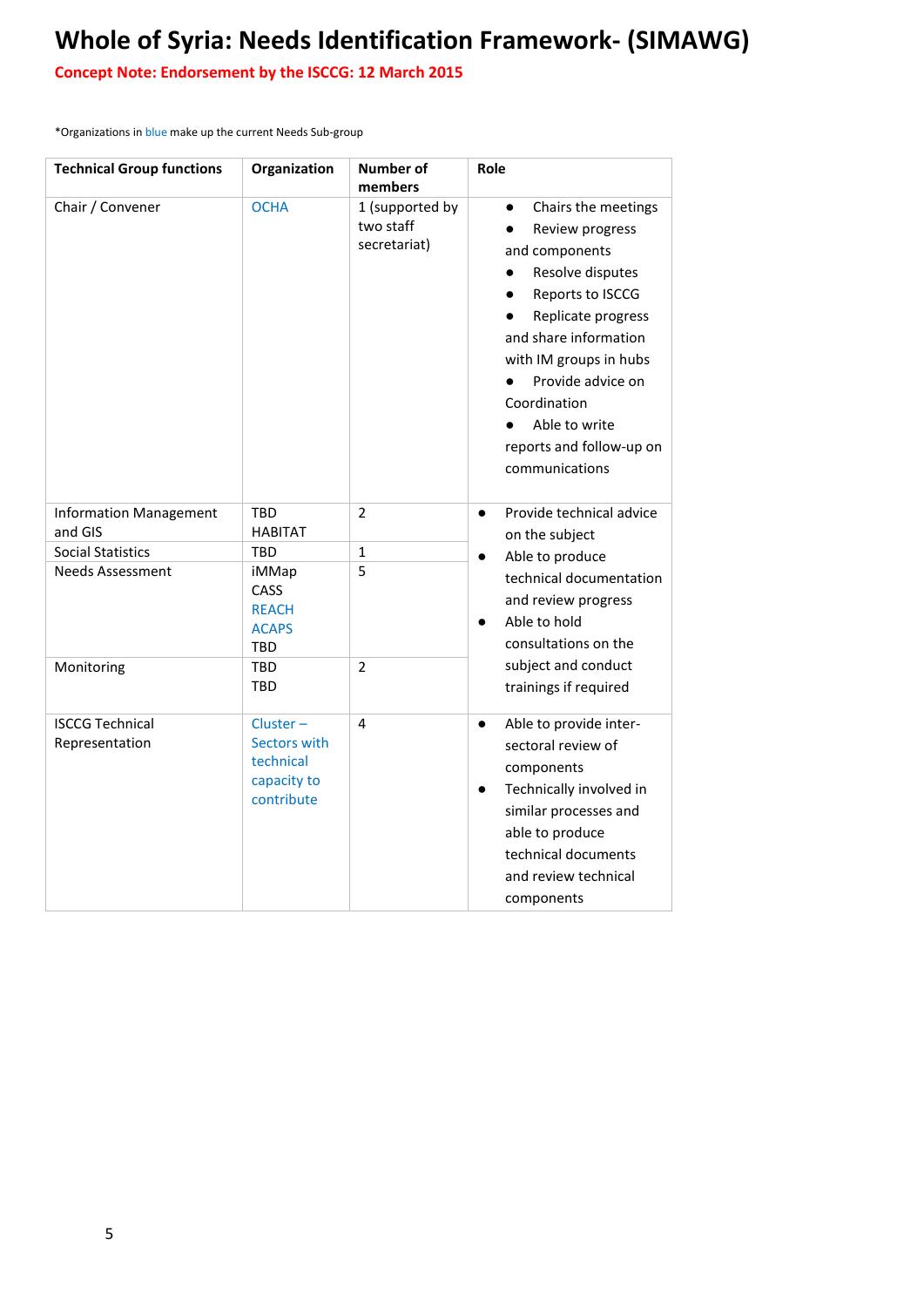# Whole of Syria: Needs Identification Framework- (SIMAWG)

**Concept Note: Endorsement by the ISCCG: 12 March 2015**

*Organizations in blue make up the current Needs Sub-group

| Technical Group functions | Organization | Number of members | Role |
|---|---|---|---|
| Chair / Convener | OCHA | 1 (supported by two staff secretariat) | • Chairs the meetings<br>• Review progress and components<br>• Resolve disputes<br>• Reports to ISCCG<br>• Replicate progress and share information with IM groups in hubs<br>• Provide advice on Coordination<br>• Able to write reports and follow-up on communications |
| Information Management and GIS | TBD<br>HABITAT | 2 | • Provide technical advice on the subject<br>• Able to produce technical documentation and review progress<br>• Able to hold consultations on the subject and conduct trainings if required |
| Social Statistics | TBD | 1 | |
| Needs Assessment | iMMap<br>CASS<br>REACH<br>ACAPS<br>TBD | 5 | |
| Monitoring | TBD<br>TBD | 2 | |
| ISCCG Technical Representation | Cluster – Sectors with technical capacity to contribute | 4 | • Able to provide inter-sectoral review of components<br>• Technically involved in similar processes and able to produce technical documents and review technical components |